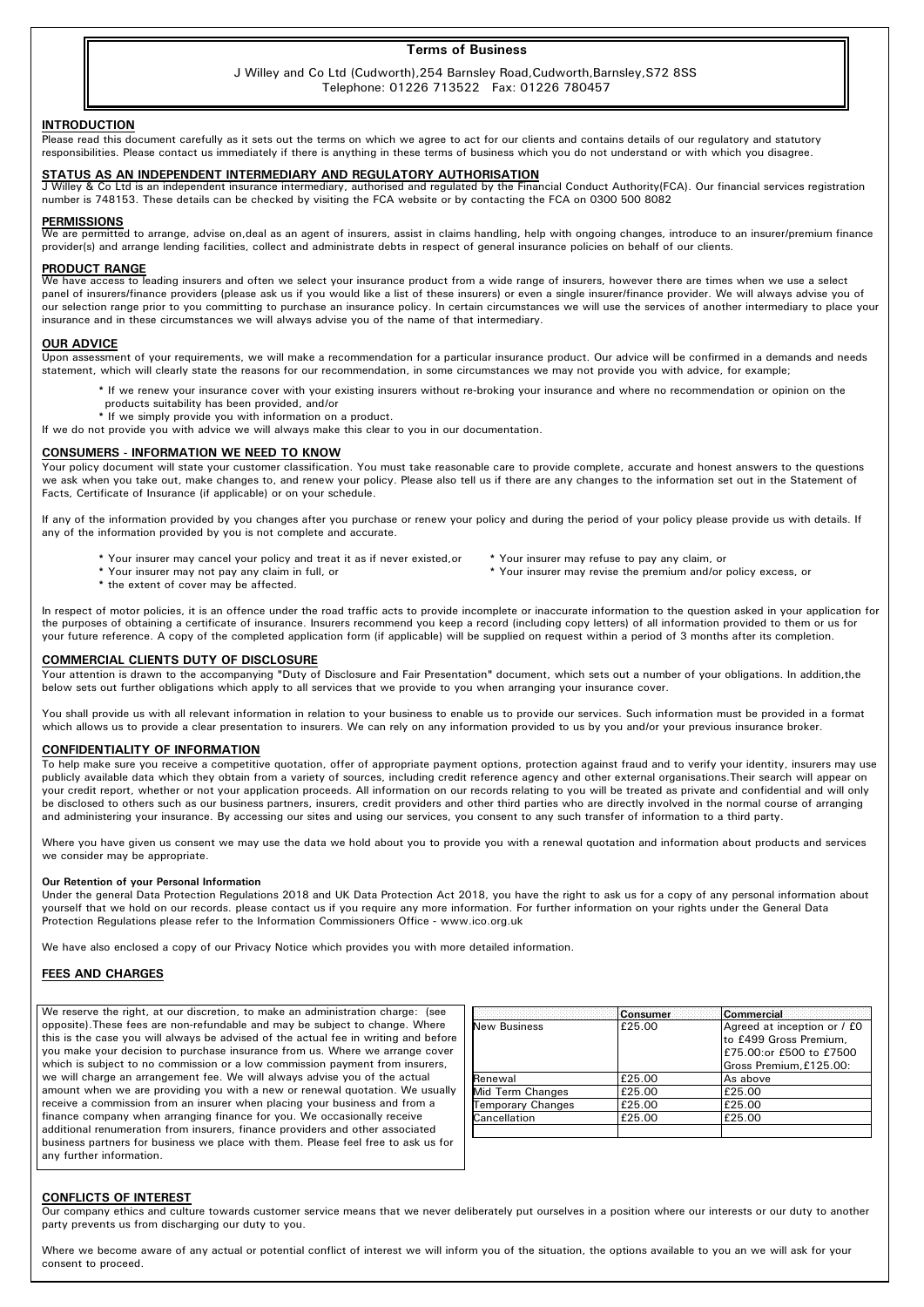# Terms of Business

J Willey and Co Ltd (Cudworth),254 Barnsley Road,Cudworth,Barnsley,S72 8SS
Telephone: 01226 713522 Fax: 01226 780457

## INTRODUCTION

Please read this document carefully as it sets out the terms on which we agree to act for our clients and contains details of our regulatory and statutory responsibilities. Please contact us immediately if there is anything in these terms of business which you do not understand or with which you disagree.

## STATUS AS AN INDEPENDENT INTERMEDIARY AND REGULATORY AUTHORISATION

J Willey & Co Ltd is an independent insurance intermediary, authorised and regulated by the Financial Conduct Authority(FCA). Our financial services registration number is 748153. These details can be checked by visiting the FCA website or by contacting the FCA on 0300 500 8082

## PERMISSIONS

We are permitted to arrange, advise on,deal as an agent of insurers, assist in claims handling, help with ongoing changes, introduce to an insurer/premium finance provider(s) and arrange lending facilities, collect and administrate debts in respect of general insurance policies on behalf of our clients.

## PRODUCT RANGE

We have access to leading insurers and often we select your insurance product from a wide range of insurers, however there are times when we use a select panel of insurers/finance providers (please ask us if you would like a list of these insurers) or even a single insurer/finance provider. We will always advise you of our selection range prior to you committing to purchase an insurance policy. In certain circumstances we will use the services of another intermediary to place your insurance and in these circumstances we will always advise you of the name of that intermediary.

## OUR ADVICE

Upon assessment of your requirements, we will make a recommendation for a particular insurance product. Our advice will be confirmed in a demands and needs statement, which will clearly state the reasons for our recommendation, in some circumstances we may not provide you with advice, for example;

- If we renew your insurance cover with your existing insurers without re-broking your insurance and where no recommendation or opinion on the products suitability has been provided, and/or
- If we simply provide you with information on a product.

If we do not provide you with advice we will always make this clear to you in our documentation.

## CONSUMERS - INFORMATION WE NEED TO KNOW

Your policy document will state your customer classification. You must take reasonable care to provide complete, accurate and honest answers to the questions we ask when you take out, make changes to, and renew your policy. Please also tell us if there are any changes to the information set out in the Statement of Facts, Certificate of Insurance (if applicable) or on your schedule.

If any of the information provided by you changes after you purchase or renew your policy and during the period of your policy please provide us with details. If any of the information provided by you is not complete and accurate.

- Your insurer may cancel your policy and treat it as if never existed,or
- Your insurer may not pay any claim in full, or
- the extent of cover may be affected.
- Your insurer may refuse to pay any claim, or
- Your insurer may revise the premium and/or policy excess, or

In respect of motor policies, it is an offence under the road traffic acts to provide incomplete or inaccurate information to the question asked in your application for the purposes of obtaining a certificate of insurance. Insurers recommend you keep a record (including copy letters) of all information provided to them or us for your future reference. A copy of the completed application form (if applicable) will be supplied on request within a period of 3 months after its completion.

## COMMERCIAL CLIENTS DUTY OF DISCLOSURE

Your attention is drawn to the accompanying "Duty of Disclosure and Fair Presentation" document, which sets out a number of your obligations. In addition,the below sets out further obligations which apply to all services that we provide to you when arranging your insurance cover.

You shall provide us with all relevant information in relation to your business to enable us to provide our services. Such information must be provided in a format which allows us to provide a clear presentation to insurers. We can rely on any information provided to us by you and/or your previous insurance broker.

## CONFIDENTIALITY OF INFORMATION

To help make sure you receive a competitive quotation, offer of appropriate payment options, protection against fraud and to verify your identity, insurers may use publicly available data which they obtain from a variety of sources, including credit reference agency and other external organisations.Their search will appear on your credit report, whether or not your application proceeds. All information on our records relating to you will be treated as private and confidential and will only be disclosed to others such as our business partners, insurers, credit providers and other third parties who are directly involved in the normal course of arranging and administering your insurance. By accessing our sites and using our services, you consent to any such transfer of information to a third party.

Where you have given us consent we may use the data we hold about you to provide you with a renewal quotation and information about products and services we consider may be appropriate.

### Our Retention of your Personal Information

Under the general Data Protection Regulations 2018 and UK Data Protection Act 2018, you have the right to ask us for a copy of any personal information about yourself that we hold on our records. please contact us if you require any more information. For further information on your rights under the General Data Protection Regulations please refer to the Information Commissioners Office - www.ico.org.uk

We have also enclosed a copy of our Privacy Notice which provides you with more detailed information.

## FEES AND CHARGES

We reserve the right, at our discretion, to make an administration charge: (see opposite).These fees are non-refundable and may be subject to change. Where this is the case you will always be advised of the actual fee in writing and before you make your decision to purchase insurance from us. Where we arrange cover which is subject to no commission or a low commission payment from insurers, we will charge an arrangement fee. We will always advise you of the actual amount when we are providing you with a new or renewal quotation. We usually receive a commission from an insurer when placing your business and from a finance company when arranging finance for you. We occasionally receive additional renumeration from insurers, finance providers and other associated business partners for business we place with them. Please feel free to ask us for any further information.

| | Consumer | Commercial |
|---|---|---|
| New Business | £25.00 | Agreed at inception or / £0 to £499 Gross Premium, £75.00:or £500 to £7500 Gross Premium,£125.00: |
| Renewal | £25.00 | As above |
| Mid Term Changes | £25.00 | £25.00 |
| Temporary Changes | £25.00 | £25.00 |
| Cancellation | £25.00 | £25.00 |

## CONFLICTS OF INTEREST

Our company ethics and culture towards customer service means that we never deliberately put ourselves in a position where our interests or our duty to another party prevents us from discharging our duty to you.

Where we become aware of any actual or potential conflict of interest we will inform you of the situation, the options available to you an we will ask for your consent to proceed.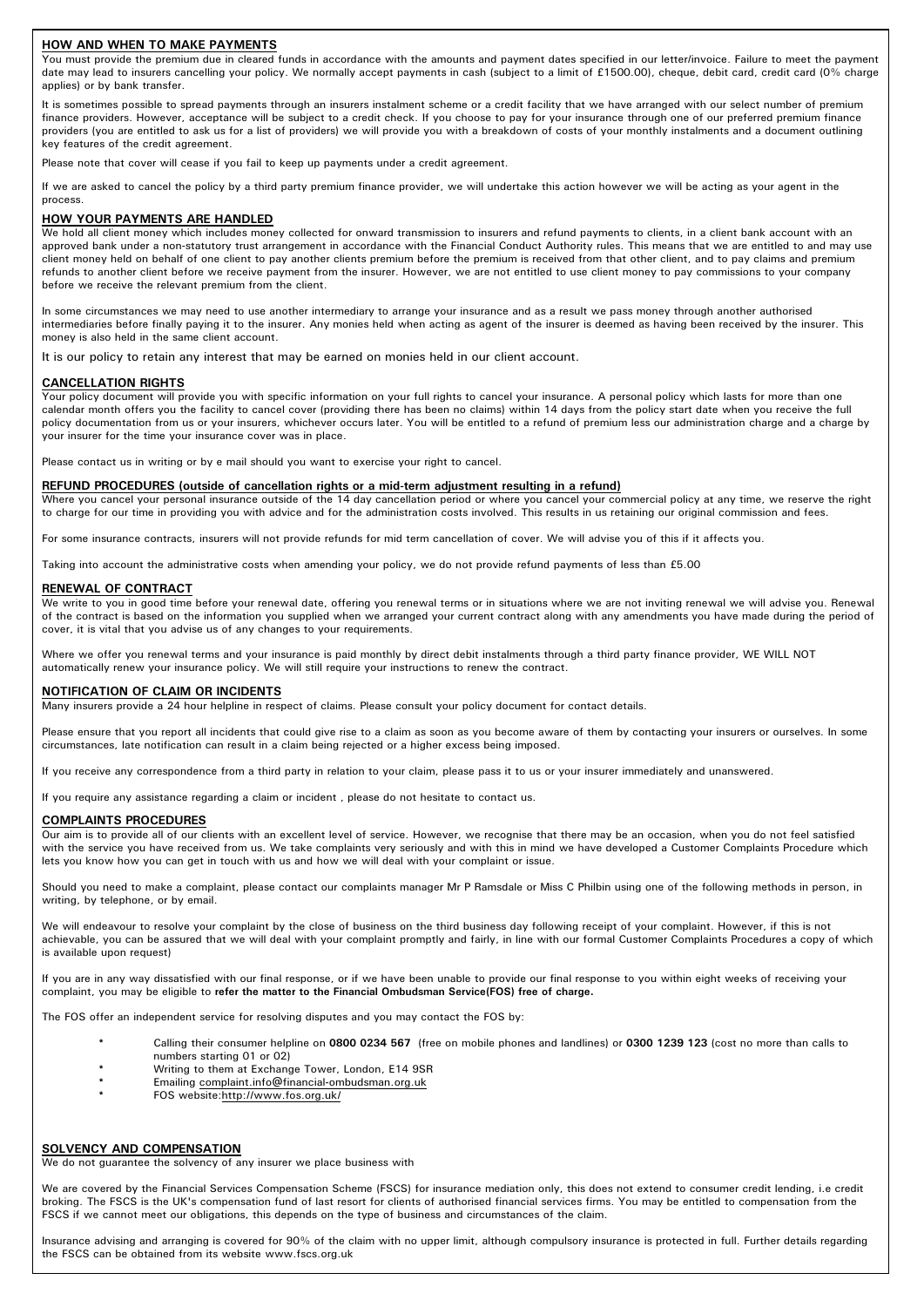## HOW AND WHEN TO MAKE PAYMENTS

You must provide the premium due in cleared funds in accordance with the amounts and payment dates specified in our letter/invoice. Failure to meet the payment date may lead to insurers cancelling your policy. We normally accept payments in cash (subject to a limit of £1500.00), cheque, debit card, credit card (0% charge applies) or by bank transfer.

It is sometimes possible to spread payments through an insurers instalment scheme or a credit facility that we have arranged with our select number of premium finance providers. However, acceptance will be subject to a credit check. If you choose to pay for your insurance through one of our preferred premium finance providers (you are entitled to ask us for a list of providers) we will provide you with a breakdown of costs of your monthly instalments and a document outlining key features of the credit agreement.

Please note that cover will cease if you fail to keep up payments under a credit agreement.

If we are asked to cancel the policy by a third party premium finance provider, we will undertake this action however we will be acting as your agent in the process.

## HOW YOUR PAYMENTS ARE HANDLED

We hold all client money which includes money collected for onward transmission to insurers and refund payments to clients, in a client bank account with an approved bank under a non-statutory trust arrangement in accordance with the Financial Conduct Authority rules. This means that we are entitled to and may use client money held on behalf of one client to pay another clients premium before the premium is received from that other client, and to pay claims and premium refunds to another client before we receive payment from the insurer. However, we are not entitled to use client money to pay commissions to your company before we receive the relevant premium from the client.

In some circumstances we may need to use another intermediary to arrange your insurance and as a result we pass money through another authorised intermediaries before finally paying it to the insurer. Any monies held when acting as agent of the insurer is deemed as having been received by the insurer. This money is also held in the same client account.

It is our policy to retain any interest that may be earned on monies held in our client account.

## CANCELLATION RIGHTS

Your policy document will provide you with specific information on your full rights to cancel your insurance. A personal policy which lasts for more than one calendar month offers you the facility to cancel cover (providing there has been no claims) within 14 days from the policy start date when you receive the full policy documentation from us or your insurers, whichever occurs later. You will be entitled to a refund of premium less our administration charge and a charge by your insurer for the time your insurance cover was in place.

Please contact us in writing or by e mail should you want to exercise your right to cancel.

## REFUND PROCEDURES (outside of cancellation rights or a mid-term adjustment resulting in a refund)

Where you cancel your personal insurance outside of the 14 day cancellation period or where you cancel your commercial policy at any time, we reserve the right to charge for our time in providing you with advice and for the administration costs involved. This results in us retaining our original commission and fees.

For some insurance contracts, insurers will not provide refunds for mid term cancellation of cover. We will advise you of this if it affects you.

Taking into account the administrative costs when amending your policy, we do not provide refund payments of less than £5.00

## RENEWAL OF CONTRACT

We write to you in good time before your renewal date, offering you renewal terms or in situations where we are not inviting renewal we will advise you. Renewal of the contract is based on the information you supplied when we arranged your current contract along with any amendments you have made during the period of cover, it is vital that you advise us of any changes to your requirements.

Where we offer you renewal terms and your insurance is paid monthly by direct debit instalments through a third party finance provider, WE WILL NOT automatically renew your insurance policy. We will still require your instructions to renew the contract.

## NOTIFICATION OF CLAIM OR INCIDENTS

Many insurers provide a 24 hour helpline in respect of claims. Please consult your policy document for contact details.

Please ensure that you report all incidents that could give rise to a claim as soon as you become aware of them by contacting your insurers or ourselves. In some circumstances, late notification can result in a claim being rejected or a higher excess being imposed.

If you receive any correspondence from a third party in relation to your claim, please pass it to us or your insurer immediately and unanswered.

If you require any assistance regarding a claim or incident , please do not hesitate to contact us.

## COMPLAINTS PROCEDURES

Our aim is to provide all of our clients with an excellent level of service. However, we recognise that there may be an occasion, when you do not feel satisfied with the service you have received from us. We take complaints very seriously and with this in mind we have developed a Customer Complaints Procedure which lets you know how you can get in touch with us and how we will deal with your complaint or issue.

Should you need to make a complaint, please contact our complaints manager Mr P Ramsdale or Miss C Philbin using one of the following methods in person, in writing, by telephone, or by email.

We will endeavour to resolve your complaint by the close of business on the third business day following receipt of your complaint. However, if this is not achievable, you can be assured that we will deal with your complaint promptly and fairly, in line with our formal Customer Complaints Procedures a copy of which is available upon request)

If you are in any way dissatisfied with our final response, or if we have been unable to provide our final response to you within eight weeks of receiving your complaint, you may be eligible to **refer the matter to the Financial Ombudsman Service(FOS) free of charge.**

The FOS offer an independent service for resolving disputes and you may contact the FOS by:

- Calling their consumer helpline on **0800 0234 567** (free on mobile phones and landlines) or **0300 1239 123** (cost no more than calls to numbers starting 01 or 02)
- Writing to them at Exchange Tower, London, E14 9SR
- Emailing complaint.info@financial-ombudsman.org.uk
- FOS website:http://www.fos.org.uk/

## SOLVENCY AND COMPENSATION

We do not guarantee the solvency of any insurer we place business with

We are covered by the Financial Services Compensation Scheme (FSCS) for insurance mediation only, this does not extend to consumer credit lending, i.e credit broking. The FSCS is the UK's compensation fund of last resort for clients of authorised financial services firms. You may be entitled to compensation from the FSCS if we cannot meet our obligations, this depends on the type of business and circumstances of the claim.

Insurance advising and arranging is covered for 90% of the claim with no upper limit, although compulsory insurance is protected in full. Further details regarding the FSCS can be obtained from its website www.fscs.org.uk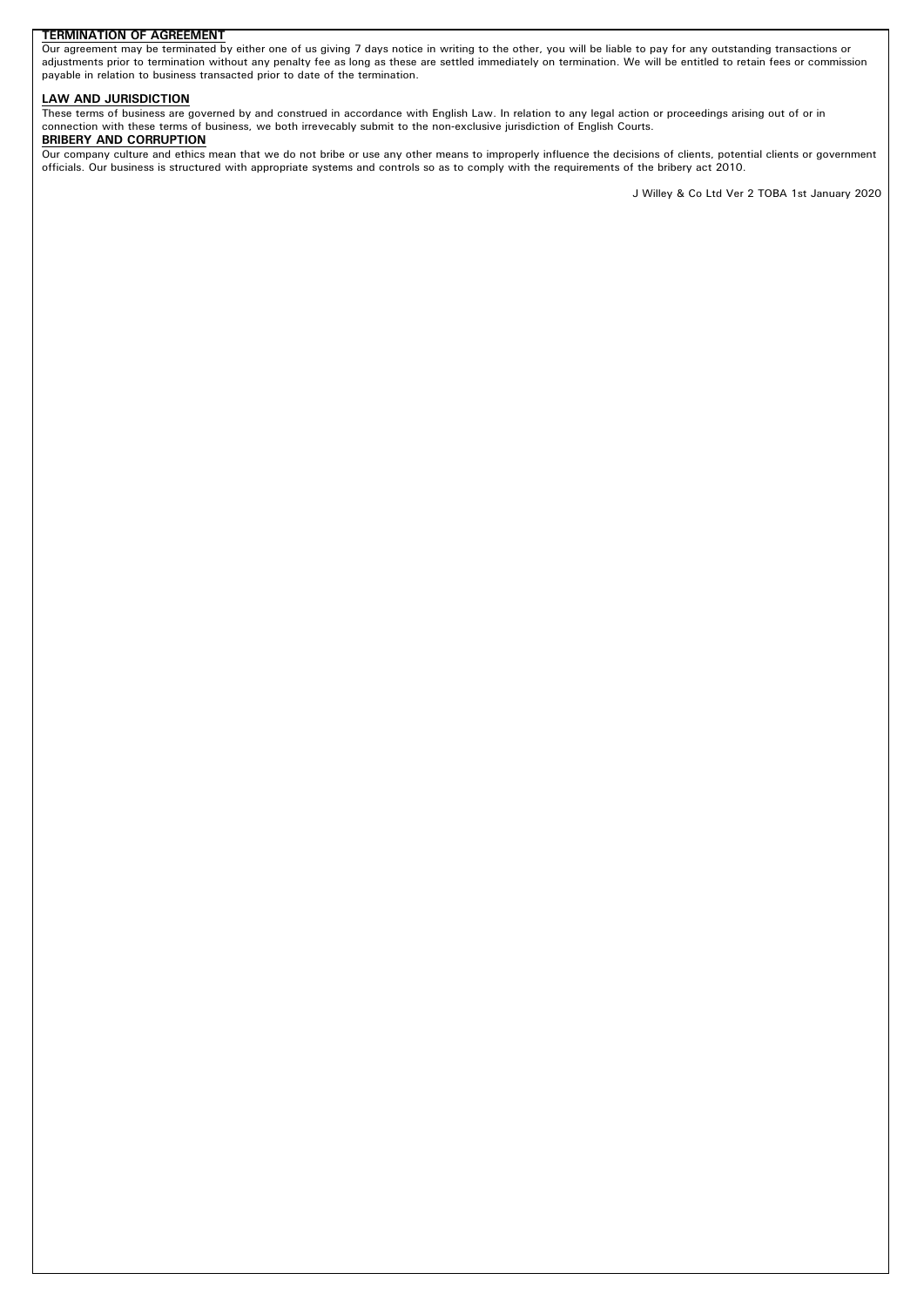**TERMINATION OF AGREEMENT**

Our agreement may be terminated by either one of us giving 7 days notice in writing to the other, you will be liable to pay for any outstanding transactions or adjustments prior to termination without any penalty fee as long as these are settled immediately on termination. We will be entitled to retain fees or commission payable in relation to business transacted prior to date of the termination.

**LAW AND JURISDICTION**

These terms of business are governed by and construed in accordance with English Law. In relation to any legal action or proceedings arising out of or in connection with these terms of business, we both irrevecably submit to the non-exclusive jurisdiction of English Courts.

**BRIBERY AND CORRUPTION**

Our company culture and ethics mean that we do not bribe or use any other means to improperly influence the decisions of clients, potential clients or government officials. Our business is structured with appropriate systems and controls so as to comply with the requirements of the bribery act 2010.

J Willey & Co Ltd Ver 2 TOBA 1st January 2020